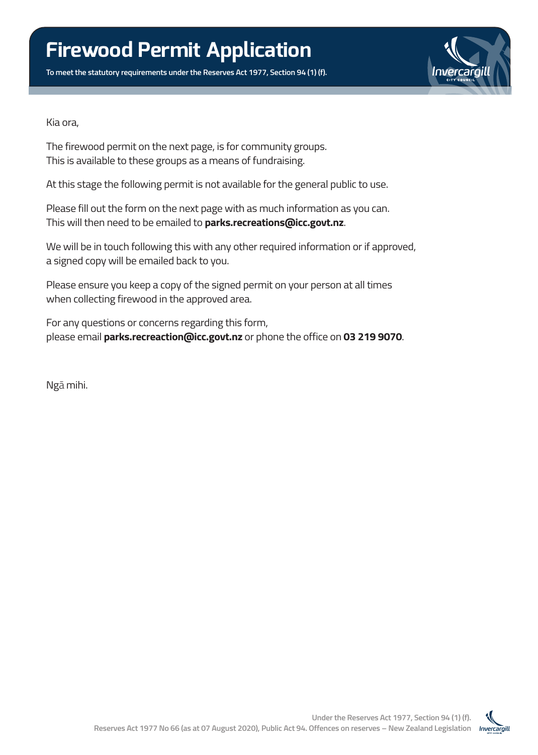# Firewood Permit Application

**To meet the statutory requirements under the Reserves Act 1977, Section 94 (1) (f).**

Kia ora,

The firewood permit on the next page, is for community groups.
This is available to these groups as a means of fundraising.

At this stage the following permit is not available for the general public to use.

Please fill out the form on the next page with as much information as you can.
This will then need to be emailed to **parks.recreations@icc.govt.nz**.

We will be in touch following this with any other required information or if approved, a signed copy will be emailed back to you.

Please ensure you keep a copy of the signed permit on your person at all times when collecting firewood in the approved area.

For any questions or concerns regarding this form,
please email **parks.recreaction@icc.govt.nz** or phone the office on **03 219 9070**.

Ngā mihi.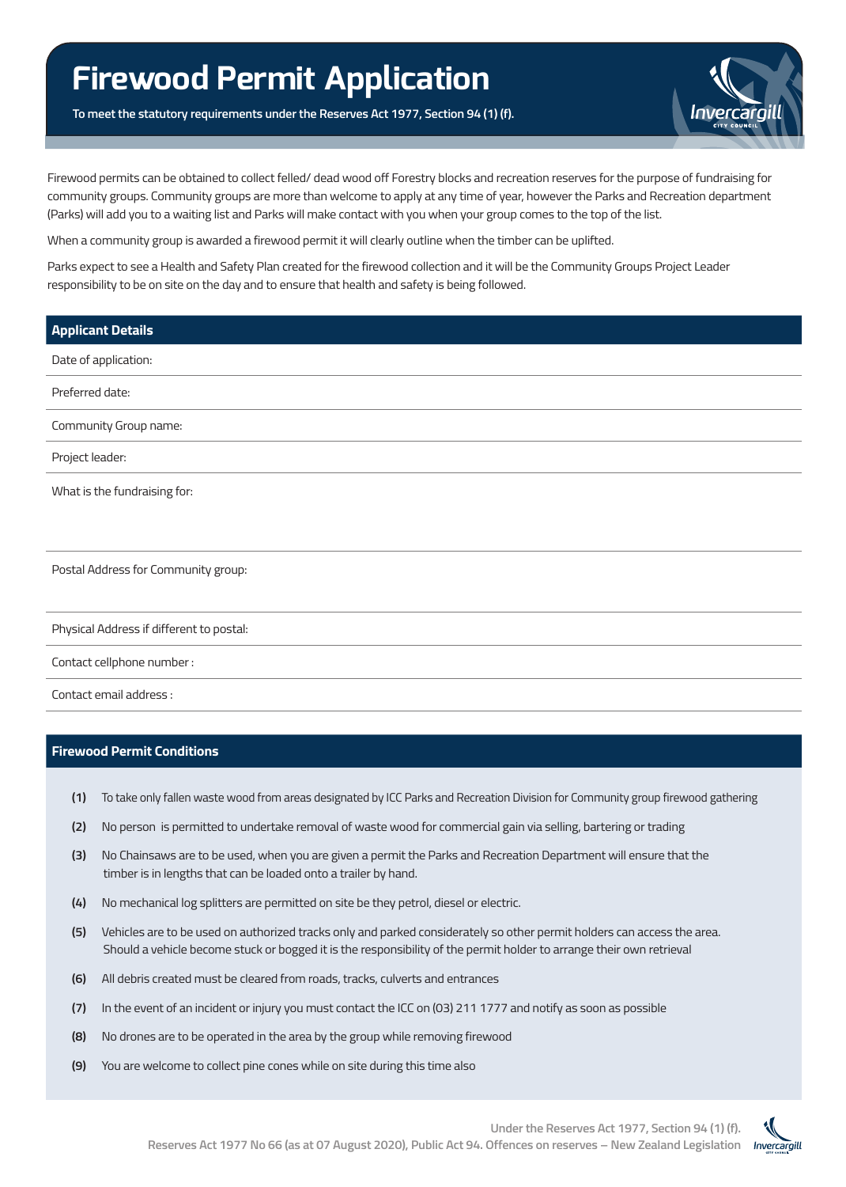# Firewood Permit Application

**To meet the statutory requirements under the Reserves Act 1977, Section 94 (1) (f).**

Firewood permits can be obtained to collect felled/ dead wood off Forestry blocks and recreation reserves for the purpose of fundraising for community groups. Community groups are more than welcome to apply at any time of year, however the Parks and Recreation department (Parks) will add you to a waiting list and Parks will make contact with you when your group comes to the top of the list.

When a community group is awarded a firewood permit it will clearly outline when the timber can be uplifted.

Parks expect to see a Health and Safety Plan created for the firewood collection and it will be the Community Groups Project Leader responsibility to be on site on the day and to ensure that health and safety is being followed.

## Applicant Details

Date of application:

Preferred date:

Community Group name:

Project leader:

What is the fundraising for:

Postal Address for Community group:

Physical Address if different to postal:

Contact cellphone number :

Contact email address :

## Firewood Permit Conditions

**(1)** To take only fallen waste wood from areas designated by ICC Parks and Recreation Division for Community group firewood gathering

**(2)** No person is permitted to undertake removal of waste wood for commercial gain via selling, bartering or trading

**(3)** No Chainsaws are to be used, when you are given a permit the Parks and Recreation Department will ensure that the timber is in lengths that can be loaded onto a trailer by hand.

**(4)** No mechanical log splitters are permitted on site be they petrol, diesel or electric.

**(5)** Vehicles are to be used on authorized tracks only and parked considerately so other permit holders can access the area. Should a vehicle become stuck or bogged it is the responsibility of the permit holder to arrange their own retrieval

**(6)** All debris created must be cleared from roads, tracks, culverts and entrances

**(7)** In the event of an incident or injury you must contact the ICC on (03) 211 1777 and notify as soon as possible

**(8)** No drones are to be operated in the area by the group while removing firewood

**(9)** You are welcome to collect pine cones while on site during this time also

Under the Reserves Act 1977, Section 94 (1) (f).
Reserves Act 1977 No 66 (as at 07 August 2020), Public Act 94. Offences on reserves – New Zealand Legislation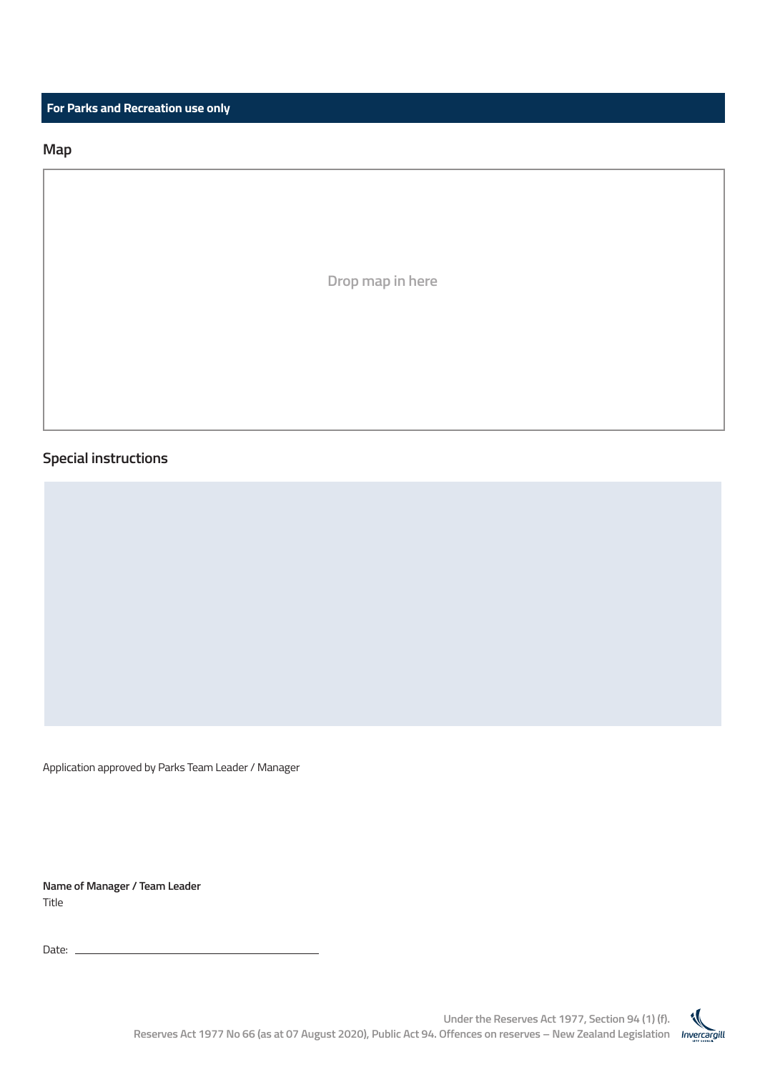**For Parks and Recreation use only**

## Map

Drop map in here

## Special instructions

Application approved by Parks Team Leader / Manager

**Name of Manager / Team Leader**
Title

Date: ______________________________

Under the Reserves Act 1977, Section 94 (1) (f).
Reserves Act 1977 No 66 (as at 07 August 2020), Public Act 94. Offences on reserves – New Zealand Legislation